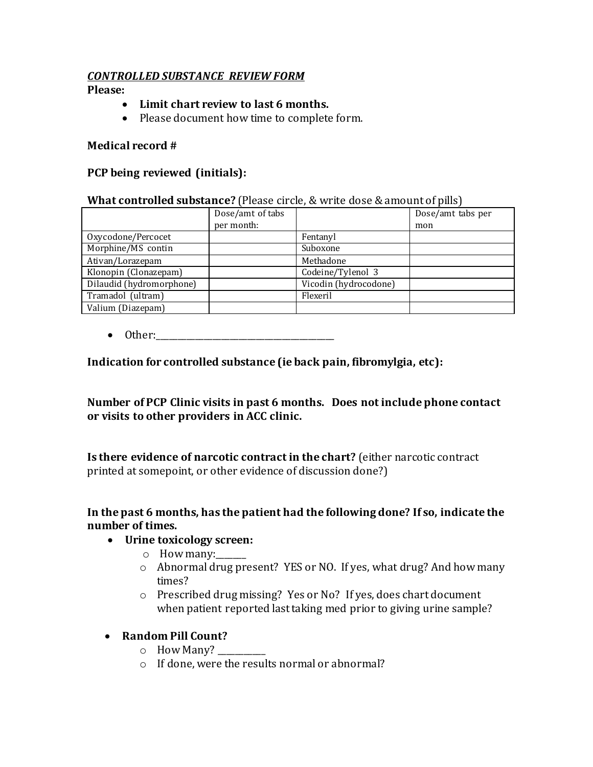***CONTROLLED SUBSTANCE  REVIEW FORM***

**Please:**

- **Limit chart review to last 6 months.**
- Please document how time to complete form.

**Medical record #**

**PCP being reviewed (initials):**

**What controlled substance?** (Please circle, & write dose & amount of pills)

| | Dose/amt of tabs per month: | | Dose/amt tabs per mon |
|---|---|---|---|
| Oxycodone/Percocet | | Fentanyl | |
| Morphine/MS contin | | Suboxone | |
| Ativan/Lorazepam | | Methadone | |
| Klonopin (Clonazepam) | | Codeine/Tylenol 3 | |
| Dilaudid (hydromorphone) | | Vicodin (hydrocodone) | |
| Tramadol (ultram) | | Flexeril | |
| Valium (Diazepam) | | | |

- Other:_______________________________________

**Indication for controlled substance (ie back pain, fibromylgia, etc):**

**Number of PCP Clinic visits in past 6 months.  Does not include phone contact or visits to other providers in ACC clinic.**

**Is there evidence of narcotic contract in the chart?** (either narcotic contract printed at somepoint, or other evidence of discussion done?)

**In the past 6 months, has the patient had the following done? If so, indicate the number of times.**

- **Urine toxicology screen:**
  - How many:______
  - Abnormal drug present? YES or NO. If yes, what drug? And how many times?
  - Prescribed drug missing? Yes or No? If yes, does chart document when patient reported last taking med prior to giving urine sample?
- **Random Pill Count?**
  - How Many? __________
  - If done, were the results normal or abnormal?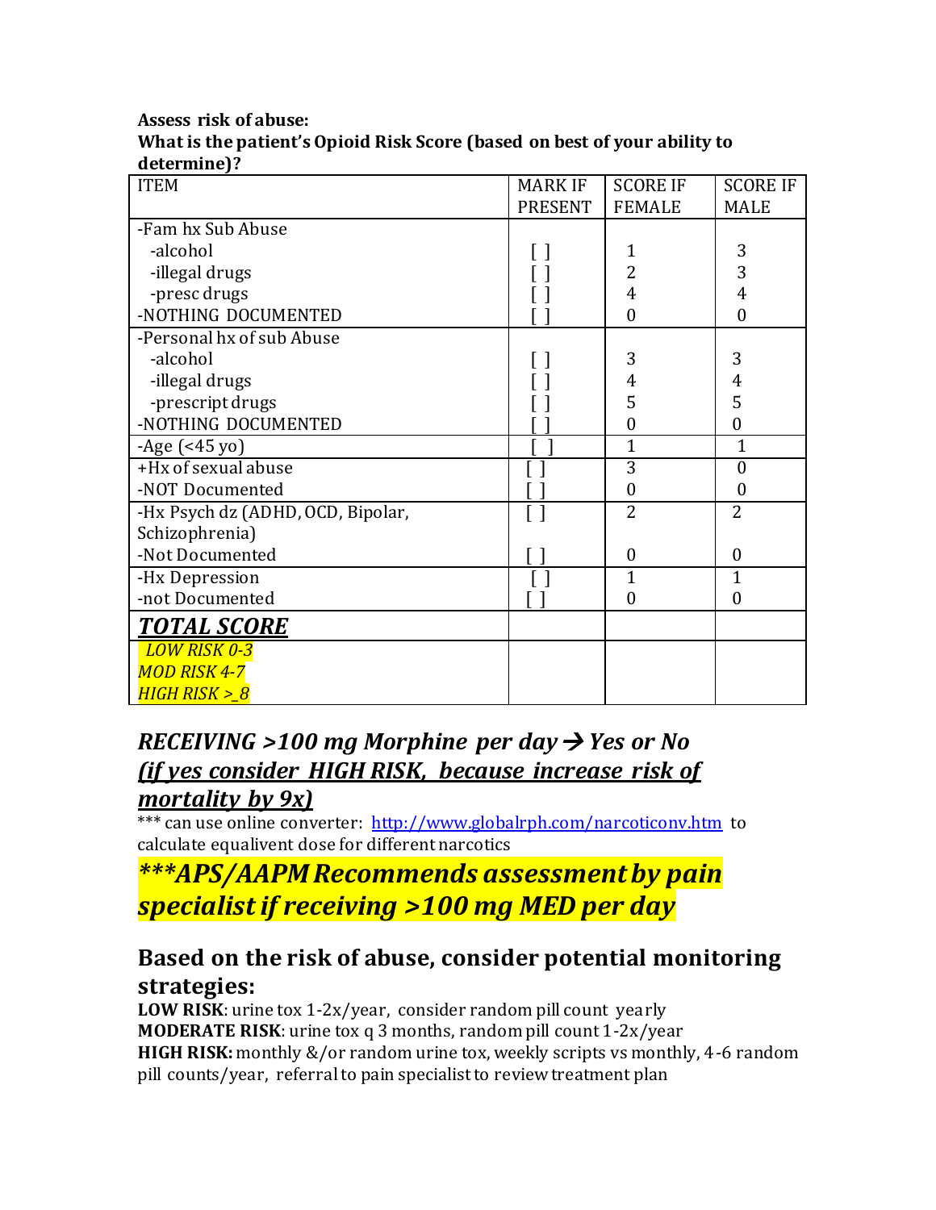**Assess risk of abuse:**
**What is the patient's Opioid Risk Score (based on best of your ability to determine)?**

| ITEM | MARK IF PRESENT | SCORE IF FEMALE | SCORE IF MALE |
|---|---|---|---|
| -Fam hx Sub Abuse | | | |
| -alcohol | [ ] | 1 | 3 |
| -illegal drugs | [ ] | 2 | 3 |
| -presc drugs | [ ] | 4 | 4 |
| -NOTHING DOCUMENTED | [ ] | 0 | 0 |
| -Personal hx of sub Abuse | | | |
| -alcohol | [ ] | 3 | 3 |
| -illegal drugs | [ ] | 4 | 4 |
| -prescript drugs | [ ] | 5 | 5 |
| -NOTHING DOCUMENTED | [ ] | 0 | 0 |
| -Age (<45 yo) | [ ] | 1 | 1 |
| +Hx of sexual abuse | [ ] | 3 | 0 |
| -NOT Documented | [ ] | 0 | 0 |
| -Hx Psych dz (ADHD, OCD, Bipolar, Schizophrenia) | [ ] | 2 | 2 |
| -Not Documented | [ ] | 0 | 0 |
| -Hx Depression | [ ] | 1 | 1 |
| -not Documented | [ ] | 0 | 0 |
| ***TOTAL SCORE*** | | | |
| *LOW RISK 0-3*<br>*MOD RISK 4-7*<br>*HIGH RISK >_8* | | | |

## *RECEIVING >100 mg Morphine per day → Yes or No* *(if yes consider HIGH RISK, because increase risk of mortality by 9x)*

*** can use online converter: http://www.globalrph.com/narcoticonv.htm to calculate equalivent dose for different narcotics

## *\*\*\*APS/AAPM Recommends assessment by pain specialist if receiving >100 mg MED per day*

## Based on the risk of abuse, consider potential monitoring strategies:

**LOW RISK**: urine tox 1-2x/year, consider random pill count yearly
**MODERATE RISK**: urine tox q 3 months, random pill count 1-2x/year
**HIGH RISK:** monthly &/or random urine tox, weekly scripts vs monthly, 4-6 random pill counts/year, referral to pain specialist to review treatment plan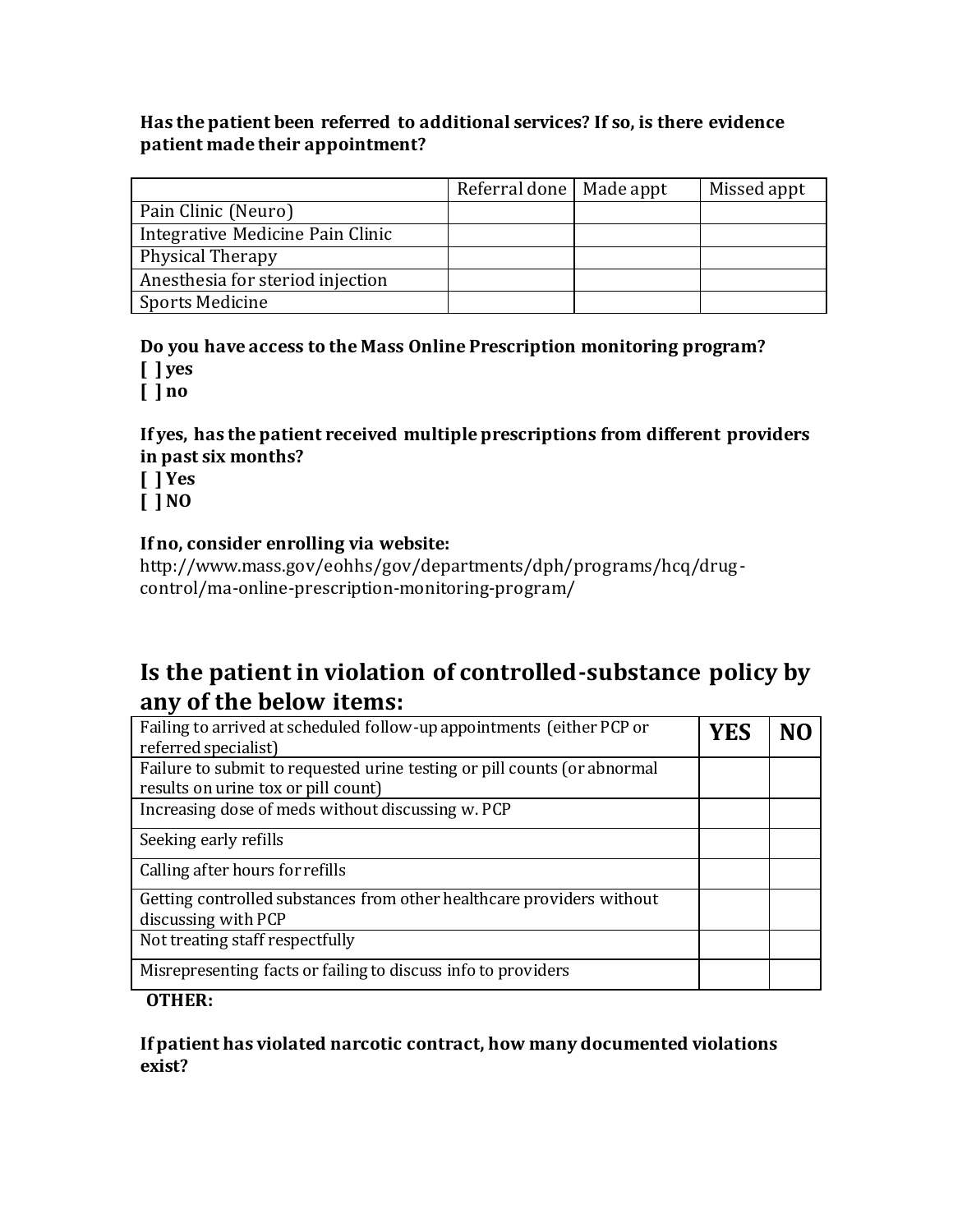**Has the patient been referred to additional services? If so, is there evidence patient made their appointment?**

| | Referral done | Made appt | Missed appt |
|---|---|---|---|
| Pain Clinic (Neuro) | | | |
| Integrative Medicine Pain Clinic | | | |
| Physical Therapy | | | |
| Anesthesia for steriod injection | | | |
| Sports Medicine | | | |

**Do you have access to the Mass Online Prescription monitoring program?**
**[ ] yes**
**[ ] no**

**If yes, has the patient received multiple prescriptions from different providers in past six months?**
**[ ] Yes**
**[ ] NO**

**If no, consider enrolling via website:**
http://www.mass.gov/eohhs/gov/departments/dph/programs/hcq/drug-control/ma-online-prescription-monitoring-program/

## Is the patient in violation of controlled-substance policy by any of the below items:

| | **YES** | **NO** |
|---|---|---|
| Failing to arrived at scheduled follow-up appointments (either PCP or referred specialist) | | |
| Failure to submit to requested urine testing or pill counts (or abnormal results on urine tox or pill count) | | |
| Increasing dose of meds without discussing w. PCP | | |
| Seeking early refills | | |
| Calling after hours for refills | | |
| Getting controlled substances from other healthcare providers without discussing with PCP | | |
| Not treating staff respectfully | | |
| Misrepresenting facts or failing to discuss info to providers | | |

**OTHER:**

**If patient has violated narcotic contract, how many documented violations exist?**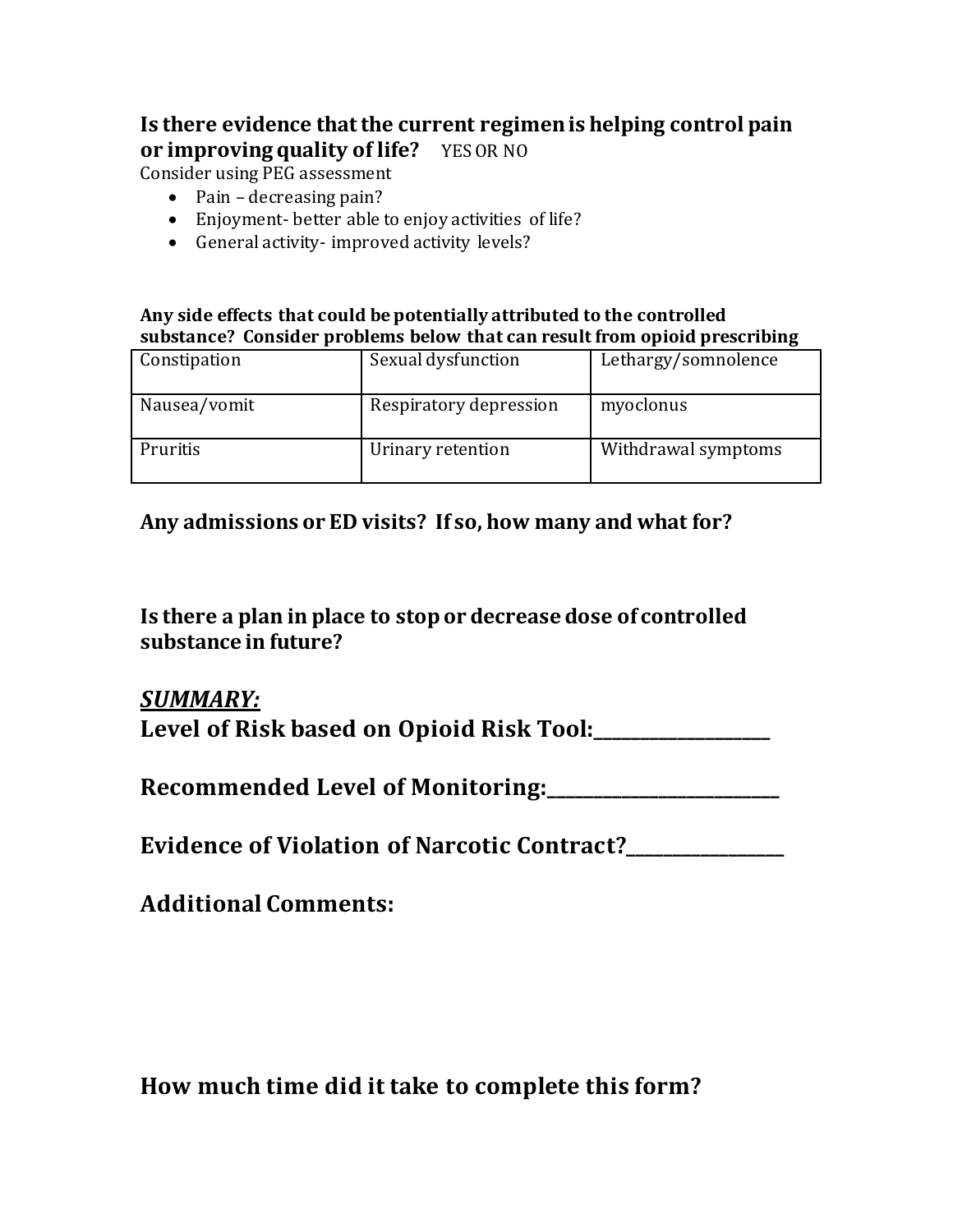**Is there evidence that the current regimen is helping control pain or improving quality of life?** YES OR NO

Consider using PEG assessment

- Pain – decreasing pain?
- Enjoyment- better able to enjoy activities of life?
- General activity- improved activity levels?

**Any side effects that could be potentially attributed to the controlled substance? Consider problems below that can result from opioid prescribing**

| | | |
|---|---|---|
| Constipation | Sexual dysfunction | Lethargy/somnolence |
| Nausea/vomit | Respiratory depression | myoclonus |
| Pruritis | Urinary retention | Withdrawal symptoms |

**Any admissions or ED visits? If so, how many and what for?**

**Is there a plan in place to stop or decrease dose of controlled substance in future?**

***SUMMARY:***

**Level of Risk based on Opioid Risk Tool:____________________**

**Recommended Level of Monitoring:__________________________**

**Evidence of Violation of Narcotic Contract?_________________**

**Additional Comments:**

**How much time did it take to complete this form?**